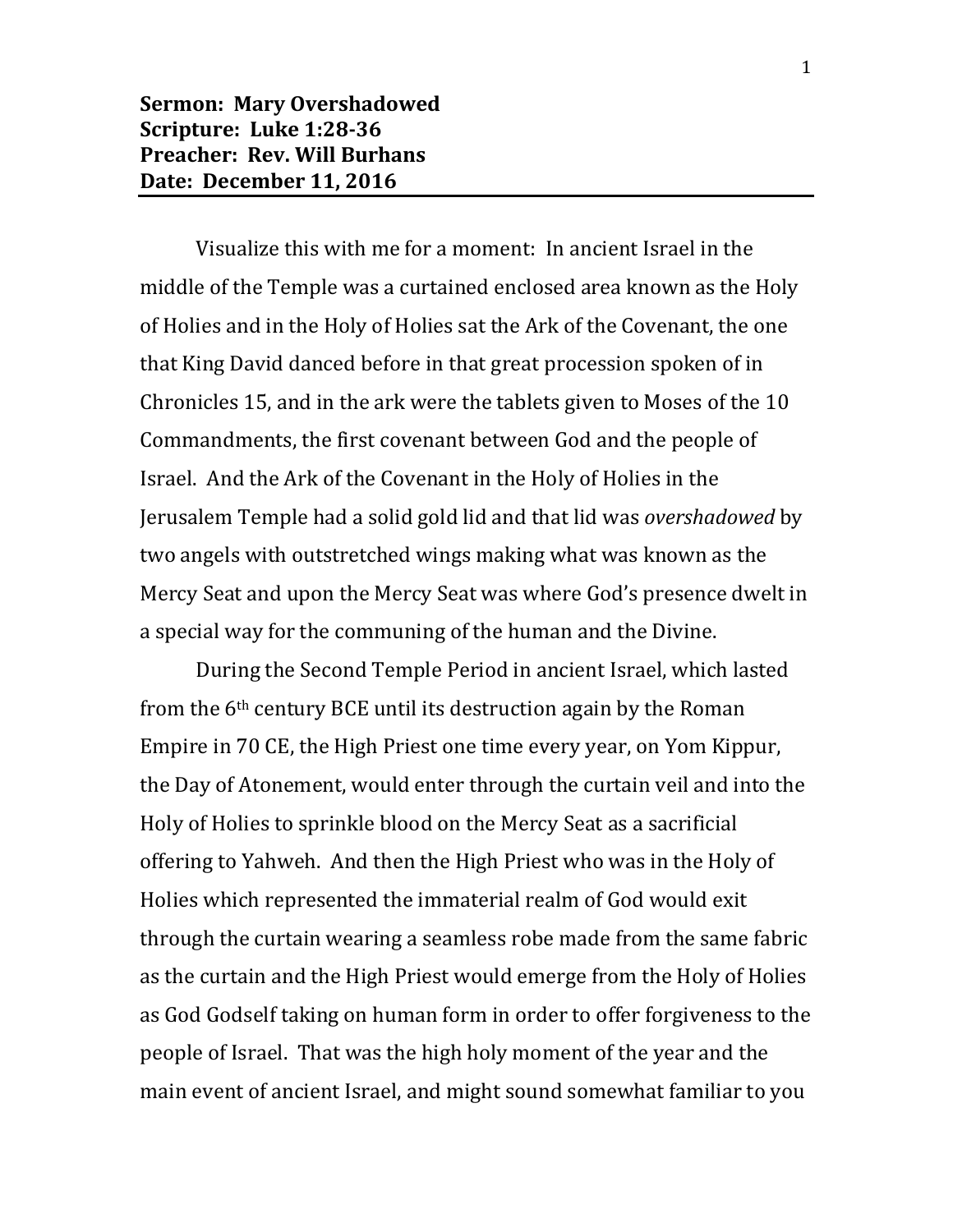**Sermon: Mary Overshadowed**
**Scripture: Luke 1:28-36**
**Preacher: Rev. Will Burhans**
**Date: December 11, 2016**

Visualize this with me for a moment: In ancient Israel in the middle of the Temple was a curtained enclosed area known as the Holy of Holies and in the Holy of Holies sat the Ark of the Covenant, the one that King David danced before in that great procession spoken of in Chronicles 15, and in the ark were the tablets given to Moses of the 10 Commandments, the first covenant between God and the people of Israel. And the Ark of the Covenant in the Holy of Holies in the Jerusalem Temple had a solid gold lid and that lid was *overshadowed* by two angels with outstretched wings making what was known as the Mercy Seat and upon the Mercy Seat was where God's presence dwelt in a special way for the communing of the human and the Divine.

During the Second Temple Period in ancient Israel, which lasted from the 6th century BCE until its destruction again by the Roman Empire in 70 CE, the High Priest one time every year, on Yom Kippur, the Day of Atonement, would enter through the curtain veil and into the Holy of Holies to sprinkle blood on the Mercy Seat as a sacrificial offering to Yahweh. And then the High Priest who was in the Holy of Holies which represented the immaterial realm of God would exit through the curtain wearing a seamless robe made from the same fabric as the curtain and the High Priest would emerge from the Holy of Holies as God Godself taking on human form in order to offer forgiveness to the people of Israel. That was the high holy moment of the year and the main event of ancient Israel, and might sound somewhat familiar to you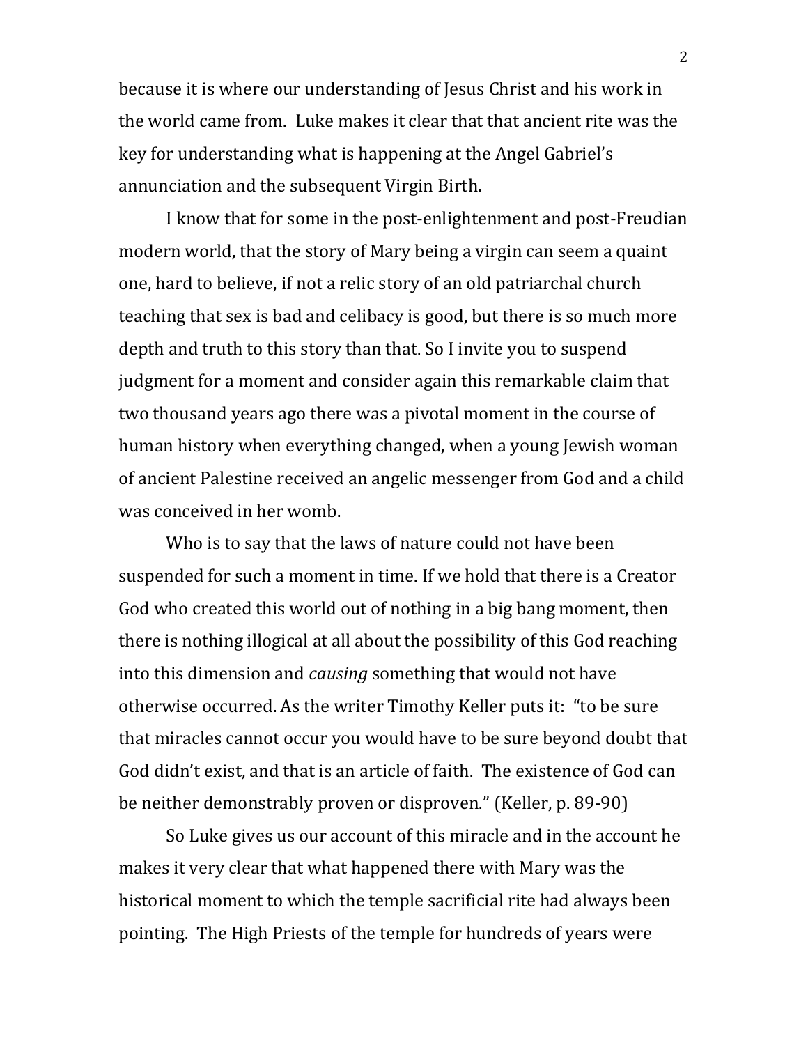because it is where our understanding of Jesus Christ and his work in the world came from. Luke makes it clear that that ancient rite was the key for understanding what is happening at the Angel Gabriel's annunciation and the subsequent Virgin Birth.

I know that for some in the post-enlightenment and post-Freudian modern world, that the story of Mary being a virgin can seem a quaint one, hard to believe, if not a relic story of an old patriarchal church teaching that sex is bad and celibacy is good, but there is so much more depth and truth to this story than that. So I invite you to suspend judgment for a moment and consider again this remarkable claim that two thousand years ago there was a pivotal moment in the course of human history when everything changed, when a young Jewish woman of ancient Palestine received an angelic messenger from God and a child was conceived in her womb.

Who is to say that the laws of nature could not have been suspended for such a moment in time. If we hold that there is a Creator God who created this world out of nothing in a big bang moment, then there is nothing illogical at all about the possibility of this God reaching into this dimension and *causing* something that would not have otherwise occurred. As the writer Timothy Keller puts it: "to be sure that miracles cannot occur you would have to be sure beyond doubt that God didn't exist, and that is an article of faith. The existence of God can be neither demonstrably proven or disproven." (Keller, p. 89-90)

So Luke gives us our account of this miracle and in the account he makes it very clear that what happened there with Mary was the historical moment to which the temple sacrificial rite had always been pointing. The High Priests of the temple for hundreds of years were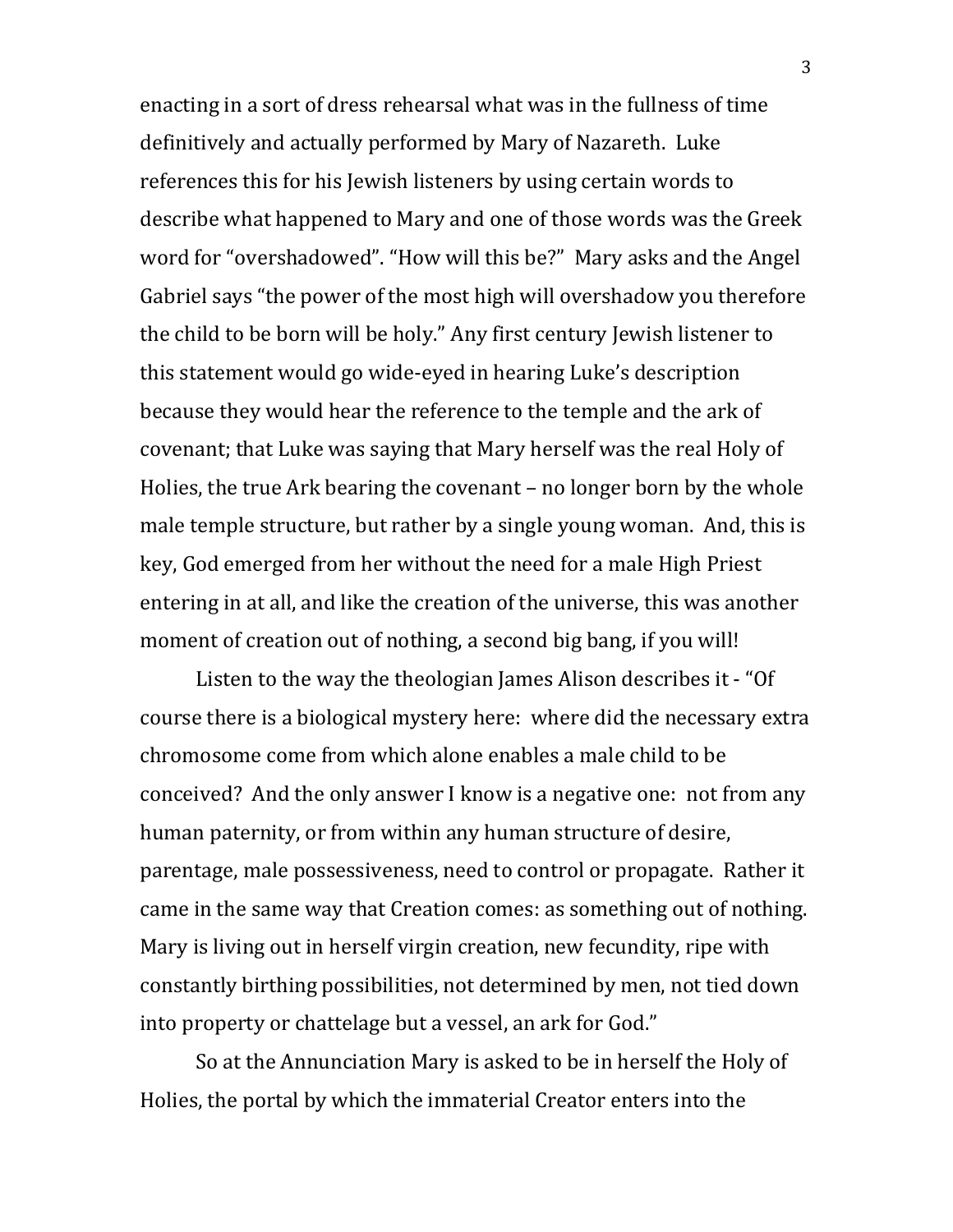enacting in a sort of dress rehearsal what was in the fullness of time definitively and actually performed by Mary of Nazareth. Luke references this for his Jewish listeners by using certain words to describe what happened to Mary and one of those words was the Greek word for "overshadowed". "How will this be?" Mary asks and the Angel Gabriel says "the power of the most high will overshadow you therefore the child to be born will be holy." Any first century Jewish listener to this statement would go wide-eyed in hearing Luke's description because they would hear the reference to the temple and the ark of covenant; that Luke was saying that Mary herself was the real Holy of Holies, the true Ark bearing the covenant – no longer born by the whole male temple structure, but rather by a single young woman. And, this is key, God emerged from her without the need for a male High Priest entering in at all, and like the creation of the universe, this was another moment of creation out of nothing, a second big bang, if you will!

Listen to the way the theologian James Alison describes it - "Of course there is a biological mystery here: where did the necessary extra chromosome come from which alone enables a male child to be conceived? And the only answer I know is a negative one: not from any human paternity, or from within any human structure of desire, parentage, male possessiveness, need to control or propagate. Rather it came in the same way that Creation comes: as something out of nothing. Mary is living out in herself virgin creation, new fecundity, ripe with constantly birthing possibilities, not determined by men, not tied down into property or chattelage but a vessel, an ark for God."

So at the Annunciation Mary is asked to be in herself the Holy of Holies, the portal by which the immaterial Creator enters into the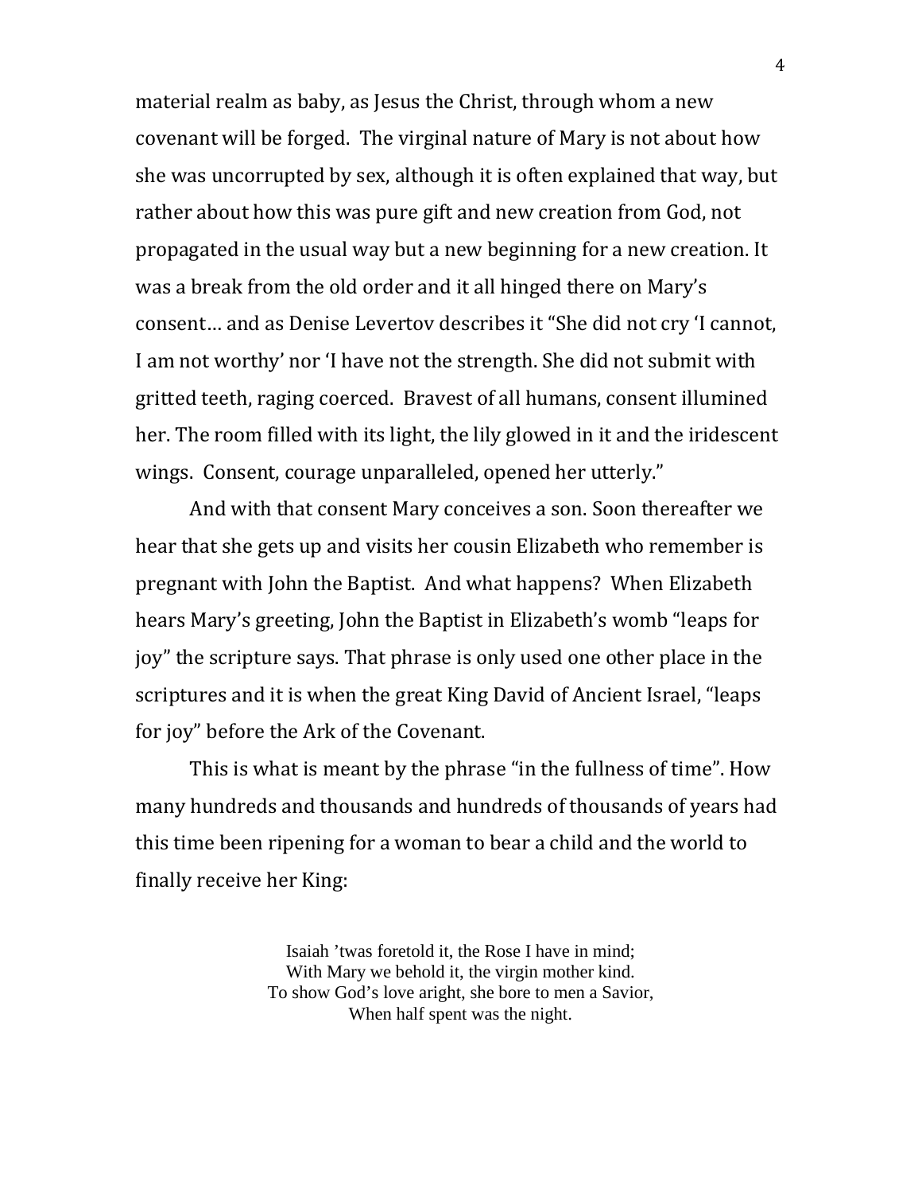material realm as baby, as Jesus the Christ, through whom a new covenant will be forged. The virginal nature of Mary is not about how she was uncorrupted by sex, although it is often explained that way, but rather about how this was pure gift and new creation from God, not propagated in the usual way but a new beginning for a new creation. It was a break from the old order and it all hinged there on Mary's consent… and as Denise Levertov describes it "She did not cry 'I cannot, I am not worthy' nor 'I have not the strength. She did not submit with gritted teeth, raging coerced. Bravest of all humans, consent illumined her. The room filled with its light, the lily glowed in it and the iridescent wings. Consent, courage unparalleled, opened her utterly."

And with that consent Mary conceives a son. Soon thereafter we hear that she gets up and visits her cousin Elizabeth who remember is pregnant with John the Baptist. And what happens? When Elizabeth hears Mary's greeting, John the Baptist in Elizabeth's womb "leaps for joy" the scripture says. That phrase is only used one other place in the scriptures and it is when the great King David of Ancient Israel, "leaps for joy" before the Ark of the Covenant.

This is what is meant by the phrase "in the fullness of time". How many hundreds and thousands and hundreds of thousands of years had this time been ripening for a woman to bear a child and the world to finally receive her King:

Isaiah 'twas foretold it, the Rose I have in mind;  
With Mary we behold it, the virgin mother kind.  
To show God's love aright, she bore to men a Savior,  
When half spent was the night.